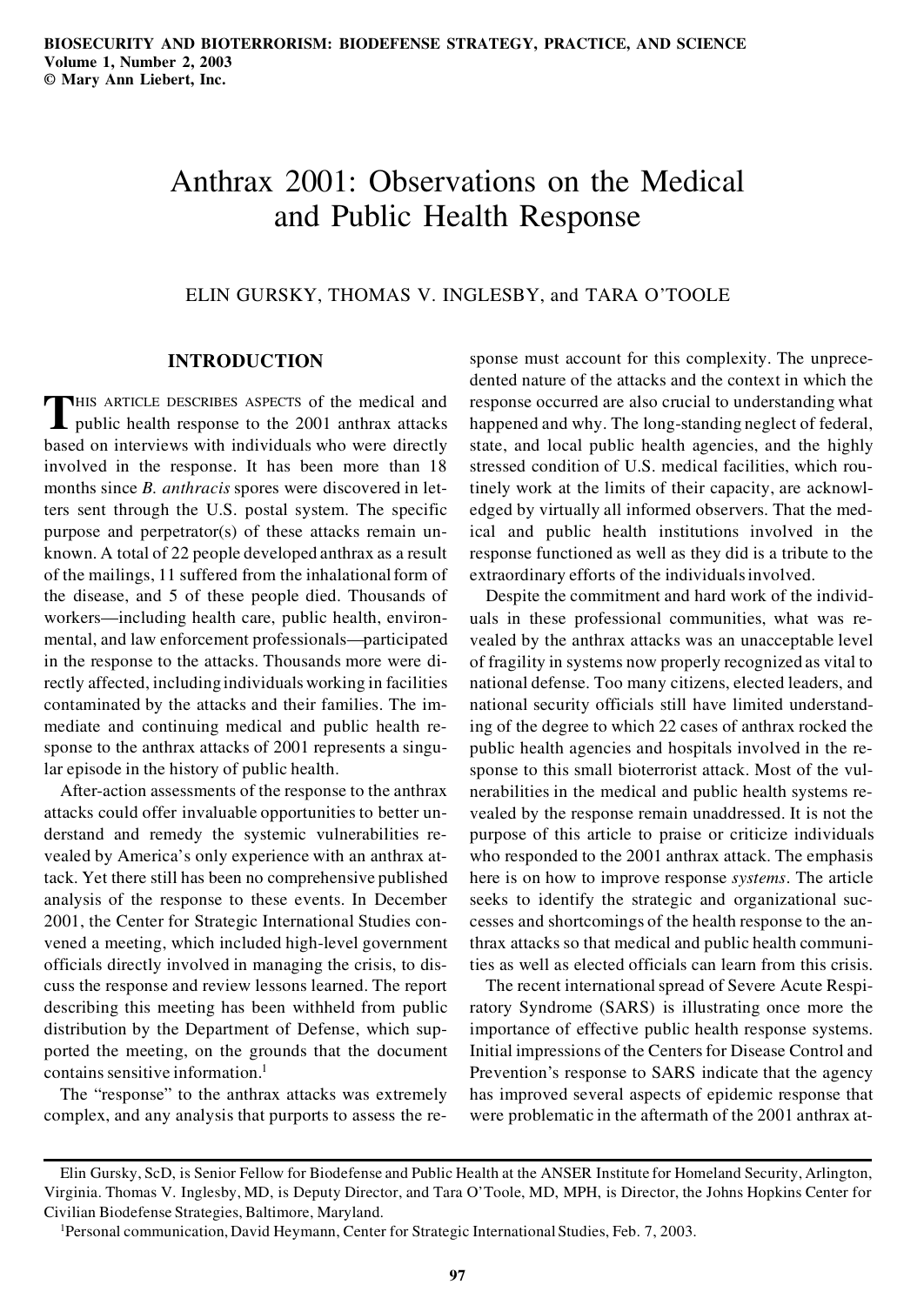# Anthrax 2001: Observations on the Medical and Public Health Response

ELIN GURSKY, THOMAS V. INGLESBY, and TARA O'TOOLE

## INTRODUCTION

THIS ARTICLE DESCRIBES ASPECTS of the medical and public health response to the 2001 anthrax attacks based on interviews with individuals who were directly involved in the response. It has been more than 18 months since *B. anthracis* spores were discovered in letters sent through the U.S. postal system. The specific purpose and perpetrator(s) of these attacks remain unknown. A total of 22 people developed anthrax as a result of the mailings, 11 suffered from the inhalational form of the disease, and 5 of these people died. Thousands of workers—including health care, public health, environmental, and law enforcement professionals—participated in the response to the attacks. Thousands more were directly affected, including individuals working in facilities contaminated by the attacks and their families. The immediate and continuing medical and public health response to the anthrax attacks of 2001 represents a singular episode in the history of public health.

After-action assessments of the response to the anthrax attacks could offer invaluable opportunities to better understand and remedy the systemic vulnerabilities revealed by America's only experience with an anthrax attack. Yet there still has been no comprehensive published analysis of the response to these events. In December 2001, the Center for Strategic International Studies convened a meeting, which included high-level government officials directly involved in managing the crisis, to discuss the response and review lessons learned. The report describing this meeting has been withheld from public distribution by the Department of Defense, which supported the meeting, on the grounds that the document contains sensitive information.[1]

The "response" to the anthrax attacks was extremely complex, and any analysis that purports to assess the response must account for this complexity. The unprecedented nature of the attacks and the context in which the response occurred are also crucial to understanding what happened and why. The long-standing neglect of federal, state, and local public health agencies, and the highly stressed condition of U.S. medical facilities, which routinely work at the limits of their capacity, are acknowledged by virtually all informed observers. That the medical and public health institutions involved in the response functioned as well as they did is a tribute to the extraordinary efforts of the individuals involved.

Despite the commitment and hard work of the individuals in these professional communities, what was revealed by the anthrax attacks was an unacceptable level of fragility in systems now properly recognized as vital to national defense. Too many citizens, elected leaders, and national security officials still have limited understanding of the degree to which 22 cases of anthrax rocked the public health agencies and hospitals involved in the response to this small bioterrorist attack. Most of the vulnerabilities in the medical and public health systems revealed by the response remain unaddressed. It is not the purpose of this article to praise or criticize individuals who responded to the 2001 anthrax attack. The emphasis here is on how to improve response *systems*. The article seeks to identify the strategic and organizational successes and shortcomings of the health response to the anthrax attacks so that medical and public health communities as well as elected officials can learn from this crisis.

The recent international spread of Severe Acute Respiratory Syndrome (SARS) is illustrating once more the importance of effective public health response systems. Initial impressions of the Centers for Disease Control and Prevention's response to SARS indicate that the agency has improved several aspects of epidemic response that were problematic in the aftermath of the 2001 anthrax at-

---

Elin Gursky, ScD, is Senior Fellow for Biodefense and Public Health at the ANSER Institute for Homeland Security, Arlington, Virginia. Thomas V. Inglesby, MD, is Deputy Director, and Tara O'Toole, MD, MPH, is Director, the Johns Hopkins Center for Civilian Biodefense Strategies, Baltimore, Maryland.

[1] Personal communication, David Heymann, Center for Strategic International Studies, Feb. 7, 2003.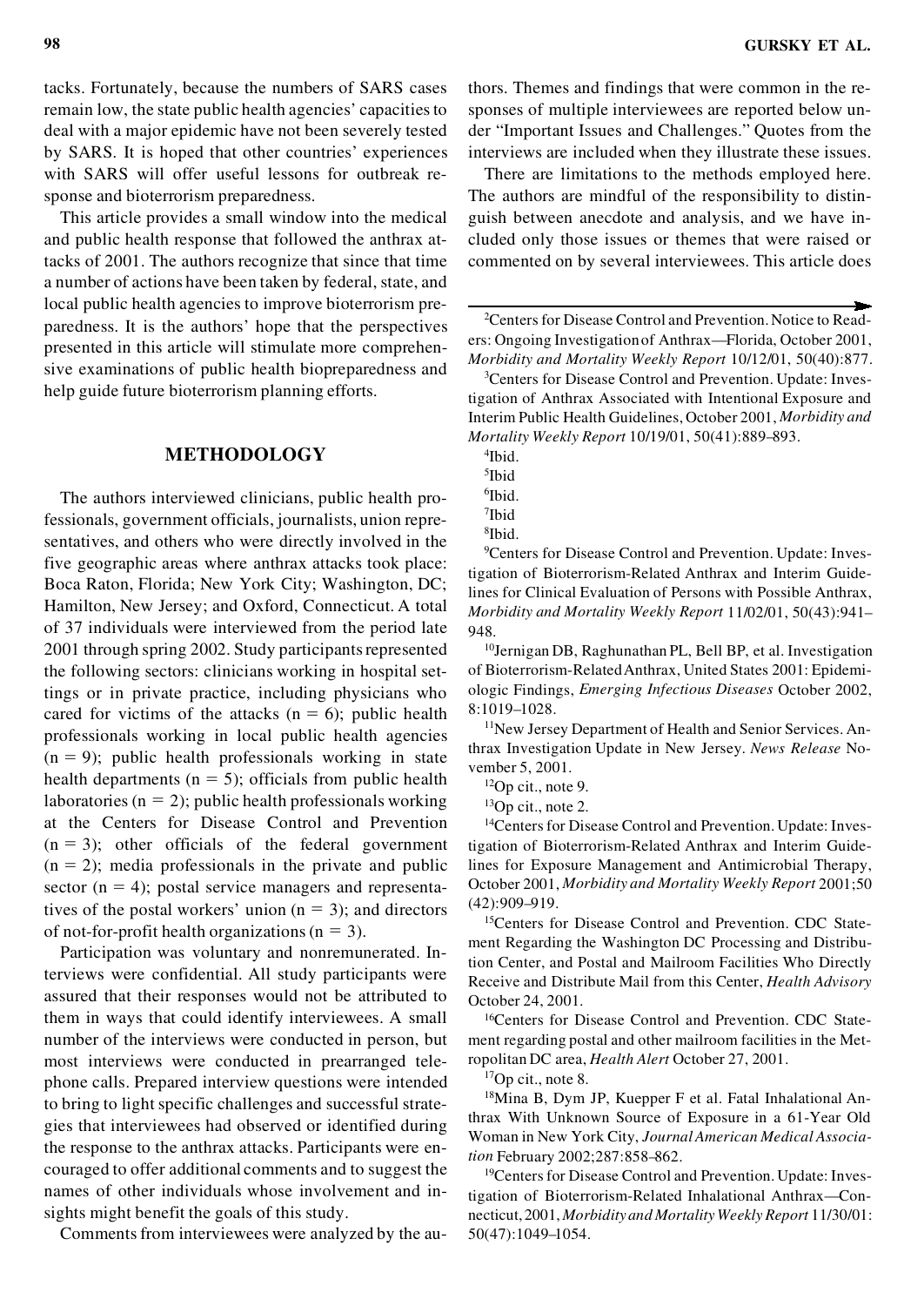tacks. Fortunately, because the numbers of SARS cases remain low, the state public health agencies' capacities to deal with a major epidemic have not been severely tested by SARS. It is hoped that other countries' experiences with SARS will offer useful lessons for outbreak response and bioterrorism preparedness.

This article provides a small window into the medical and public health response that followed the anthrax attacks of 2001. The authors recognize that since that time a number of actions have been taken by federal, state, and local public health agencies to improve bioterrorism preparedness. It is the authors' hope that the perspectives presented in this article will stimulate more comprehensive examinations of public health biopreparedness and help guide future bioterrorism planning efforts.

## METHODOLOGY

The authors interviewed clinicians, public health professionals, government officials, journalists, union representatives, and others who were directly involved in the five geographic areas where anthrax attacks took place: Boca Raton, Florida; New York City; Washington, DC; Hamilton, New Jersey; and Oxford, Connecticut. A total of 37 individuals were interviewed from the period late 2001 through spring 2002. Study participants represented the following sectors: clinicians working in hospital settings or in private practice, including physicians who cared for victims of the attacks ($n = 6$); public health professionals working in local public health agencies ($n = 9$); public health professionals working in state health departments ($n = 5$); officials from public health laboratories ($n = 2$); public health professionals working at the Centers for Disease Control and Prevention ($n = 3$); other officials of the federal government ($n = 2$); media professionals in the private and public sector ($n = 4$); postal service managers and representatives of the postal workers' union ($n = 3$); and directors of not-for-profit health organizations ($n = 3$).

Participation was voluntary and nonremunerated. Interviews were confidential. All study participants were assured that their responses would not be attributed to them in ways that could identify interviewees. A small number of the interviews were conducted in person, but most interviews were conducted in prearranged telephone calls. Prepared interview questions were intended to bring to light specific challenges and successful strategies that interviewees had observed or identified during the response to the anthrax attacks. Participants were encouraged to offer additional comments and to suggest the names of other individuals whose involvement and insights might benefit the goals of this study.

Comments from interviewees were analyzed by the authors. Themes and findings that were common in the responses of multiple interviewees are reported below under "Important Issues and Challenges." Quotes from the interviews are included when they illustrate these issues.

There are limitations to the methods employed here. The authors are mindful of the responsibility to distinguish between anecdote and analysis, and we have included only those issues or themes that were raised or commented on by several interviewees. This article does

---

[2]Centers for Disease Control and Prevention. Notice to Readers: Ongoing Investigation of Anthrax—Florida, October 2001, *Morbidity and Mortality Weekly Report* 10/12/01, 50(40):877.

[3]Centers for Disease Control and Prevention. Update: Investigation of Anthrax Associated with Intentional Exposure and Interim Public Health Guidelines, October 2001, *Morbidity and Mortality Weekly Report* 10/19/01, 50(41):889–893.

[4]Ibid.

[5]Ibid

[6]Ibid.

[7]Ibid

[8]Ibid.

[9]Centers for Disease Control and Prevention. Update: Investigation of Bioterrorism-Related Anthrax and Interim Guidelines for Clinical Evaluation of Persons with Possible Anthrax, *Morbidity and Mortality Weekly Report* 11/02/01, 50(43):941–948.

[10]Jernigan DB, Raghunathan PL, Bell BP, et al. Investigation of Bioterrorism-Related Anthrax, United States 2001: Epidemiologic Findings, *Emerging Infectious Diseases* October 2002, 8:1019–1028.

[11]New Jersey Department of Health and Senior Services. Anthrax Investigation Update in New Jersey. *News Release* November 5, 2001.

[12]Op cit., note 9.

[13]Op cit., note 2.

[14]Centers for Disease Control and Prevention. Update: Investigation of Bioterrorism-Related Anthrax and Interim Guidelines for Exposure Management and Antimicrobial Therapy, October 2001, *Morbidity and Mortality Weekly Report* 2001;50 (42):909–919.

[15]Centers for Disease Control and Prevention. CDC Statement Regarding the Washington DC Processing and Distribution Center, and Postal and Mailroom Facilities Who Directly Receive and Distribute Mail from this Center, *Health Advisory* October 24, 2001.

[16]Centers for Disease Control and Prevention. CDC Statement regarding postal and other mailroom facilities in the Metropolitan DC area, *Health Alert* October 27, 2001.

[17]Op cit., note 8.

[18]Mina B, Dym JP, Kuepper F et al. Fatal Inhalational Anthrax With Unknown Source of Exposure in a 61-Year Old Woman in New York City, *Journal American Medical Association* February 2002;287:858–862.

[19]Centers for Disease Control and Prevention. Update: Investigation of Bioterrorism-Related Inhalational Anthrax—Connecticut, 2001, *Morbidity and Mortality Weekly Report* 11/30/01: 50(47):1049–1054.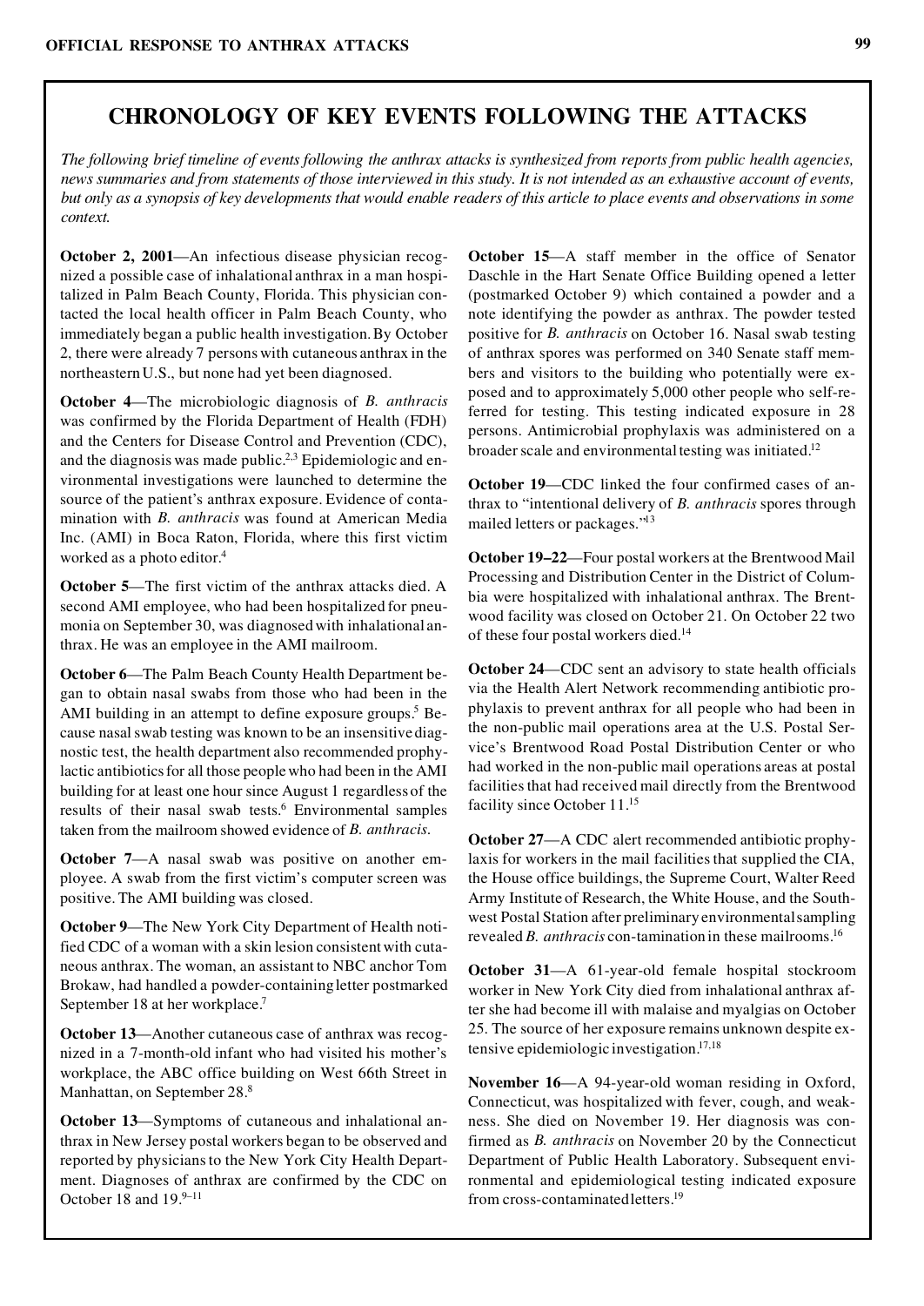## CHRONOLOGY OF KEY EVENTS FOLLOWING THE ATTACKS

*The following brief timeline of events following the anthrax attacks is synthesized from reports from public health agencies, news summaries and from statements of those interviewed in this study. It is not intended as an exhaustive account of events, but only as a synopsis of key developments that would enable readers of this article to place events and observations in some context.*

**October 2, 2001**—An infectious disease physician recognized a possible case of inhalational anthrax in a man hospitalized in Palm Beach County, Florida. This physician contacted the local health officer in Palm Beach County, who immediately began a public health investigation. By October 2, there were already 7 persons with cutaneous anthrax in the northeastern U.S., but none had yet been diagnosed.

**October 4**—The microbiologic diagnosis of *B. anthracis* was confirmed by the Florida Department of Health (FDH) and the Centers for Disease Control and Prevention (CDC), and the diagnosis was made public.[2,3] Epidemiologic and environmental investigations were launched to determine the source of the patient's anthrax exposure. Evidence of contamination with *B. anthracis* was found at American Media Inc. (AMI) in Boca Raton, Florida, where this first victim worked as a photo editor.[4]

**October 5**—The first victim of the anthrax attacks died. A second AMI employee, who had been hospitalized for pneumonia on September 30, was diagnosed with inhalational anthrax. He was an employee in the AMI mailroom.

**October 6**—The Palm Beach County Health Department began to obtain nasal swabs from those who had been in the AMI building in an attempt to define exposure groups.[5] Because nasal swab testing was known to be an insensitive diagnostic test, the health department also recommended prophylactic antibiotics for all those people who had been in the AMI building for at least one hour since August 1 regardless of the results of their nasal swab tests.[6] Environmental samples taken from the mailroom showed evidence of *B. anthracis*.

**October 7**—A nasal swab was positive on another employee. A swab from the first victim's computer screen was positive. The AMI building was closed.

**October 9**—The New York City Department of Health notified CDC of a woman with a skin lesion consistent with cutaneous anthrax. The woman, an assistant to NBC anchor Tom Brokaw, had handled a powder-containing letter postmarked September 18 at her workplace.[7]

**October 13**—Another cutaneous case of anthrax was recognized in a 7-month-old infant who had visited his mother's workplace, the ABC office building on West 66th Street in Manhattan, on September 28.[8]

**October 13**—Symptoms of cutaneous and inhalational anthrax in New Jersey postal workers began to be observed and reported by physicians to the New York City Health Department. Diagnoses of anthrax are confirmed by the CDC on October 18 and 19.[9–11]

**October 15**—A staff member in the office of Senator Daschle in the Hart Senate Office Building opened a letter (postmarked October 9) which contained a powder and a note identifying the powder as anthrax. The powder tested positive for *B. anthracis* on October 16. Nasal swab testing of anthrax spores was performed on 340 Senate staff members and visitors to the building who potentially were exposed and to approximately 5,000 other people who self-referred for testing. This testing indicated exposure in 28 persons. Antimicrobial prophylaxis was administered on a broader scale and environmental testing was initiated.[12]

**October 19**—CDC linked the four confirmed cases of anthrax to "intentional delivery of *B. anthracis* spores through mailed letters or packages."[13]

**October 19–22**—Four postal workers at the Brentwood Mail Processing and Distribution Center in the District of Columbia were hospitalized with inhalational anthrax. The Brentwood facility was closed on October 21. On October 22 two of these four postal workers died.[14]

**October 24**—CDC sent an advisory to state health officials via the Health Alert Network recommending antibiotic prophylaxis to prevent anthrax for all people who had been in the non-public mail operations area at the U.S. Postal Service's Brentwood Road Postal Distribution Center or who had worked in the non-public mail operations areas at postal facilities that had received mail directly from the Brentwood facility since October 11.[15]

**October 27**—A CDC alert recommended antibiotic prophylaxis for workers in the mail facilities that supplied the CIA, the House office buildings, the Supreme Court, Walter Reed Army Institute of Research, the White House, and the Southwest Postal Station after preliminary environmental sampling revealed *B. anthracis* con-tamination in these mailrooms.[16]

**October 31**—A 61-year-old female hospital stockroom worker in New York City died from inhalational anthrax after she had become ill with malaise and myalgias on October 25. The source of her exposure remains unknown despite extensive epidemiologic investigation.[17,18]

**November 16**—A 94-year-old woman residing in Oxford, Connecticut, was hospitalized with fever, cough, and weakness. She died on November 19. Her diagnosis was confirmed as *B. anthracis* on November 20 by the Connecticut Department of Public Health Laboratory. Subsequent environmental and epidemiological testing indicated exposure from cross-contaminated letters.[19]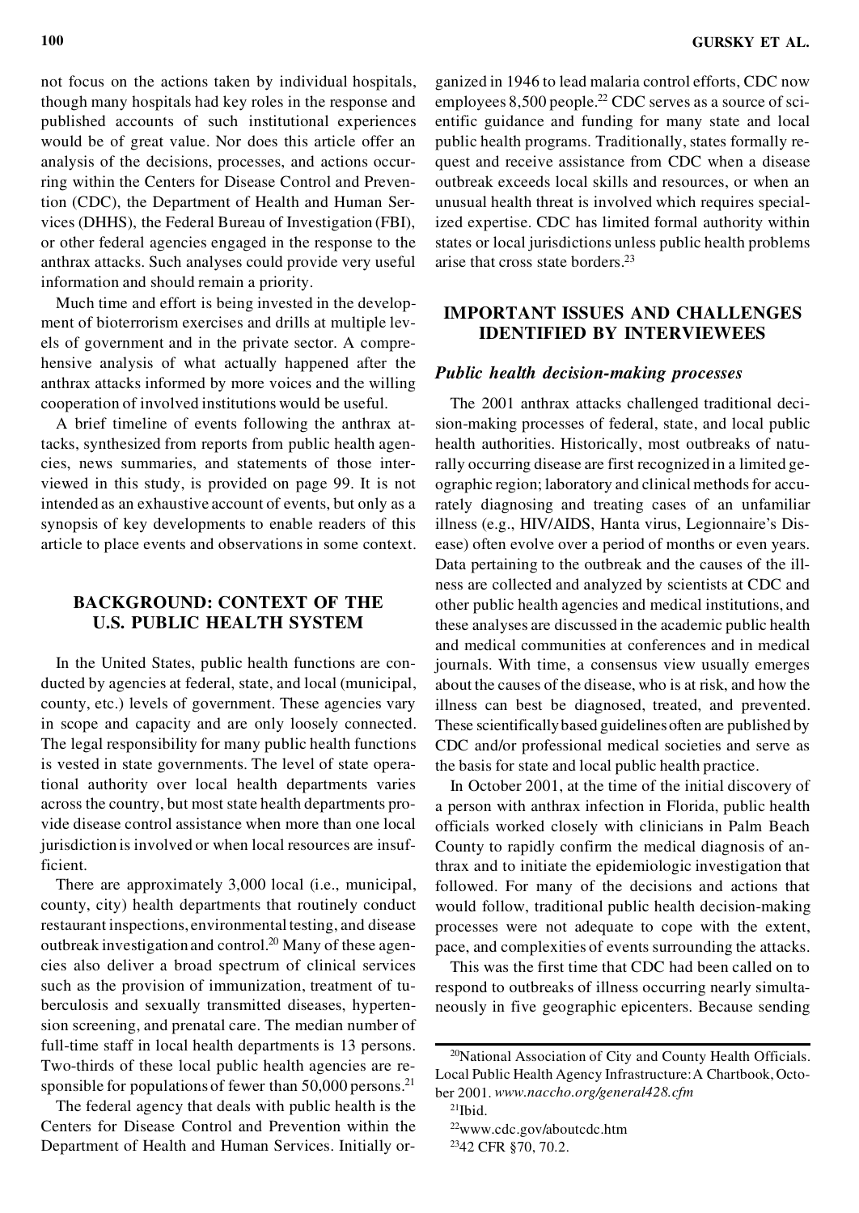not focus on the actions taken by individual hospitals, though many hospitals had key roles in the response and published accounts of such institutional experiences would be of great value. Nor does this article offer an analysis of the decisions, processes, and actions occurring within the Centers for Disease Control and Prevention (CDC), the Department of Health and Human Services (DHHS), the Federal Bureau of Investigation (FBI), or other federal agencies engaged in the response to the anthrax attacks. Such analyses could provide very useful information and should remain a priority.

Much time and effort is being invested in the development of bioterrorism exercises and drills at multiple levels of government and in the private sector. A comprehensive analysis of what actually happened after the anthrax attacks informed by more voices and the willing cooperation of involved institutions would be useful.

A brief timeline of events following the anthrax attacks, synthesized from reports from public health agencies, news summaries, and statements of those interviewed in this study, is provided on page 99. It is not intended as an exhaustive account of events, but only as a synopsis of key developments to enable readers of this article to place events and observations in some context.

## BACKGROUND: CONTEXT OF THE U.S. PUBLIC HEALTH SYSTEM

In the United States, public health functions are conducted by agencies at federal, state, and local (municipal, county, etc.) levels of government. These agencies vary in scope and capacity and are only loosely connected. The legal responsibility for many public health functions is vested in state governments. The level of state operational authority over local health departments varies across the country, but most state health departments provide disease control assistance when more than one local jurisdiction is involved or when local resources are insufficient.

There are approximately 3,000 local (i.e., municipal, county, city) health departments that routinely conduct restaurant inspections, environmental testing, and disease outbreak investigation and control.[20] Many of these agencies also deliver a broad spectrum of clinical services such as the provision of immunization, treatment of tuberculosis and sexually transmitted diseases, hypertension screening, and prenatal care. The median number of full-time staff in local health departments is 13 persons. Two-thirds of these local public health agencies are responsible for populations of fewer than 50,000 persons.[21]

The federal agency that deals with public health is the Centers for Disease Control and Prevention within the Department of Health and Human Services. Initially organized in 1946 to lead malaria control efforts, CDC now employees 8,500 people.[22] CDC serves as a source of scientific guidance and funding for many state and local public health programs. Traditionally, states formally request and receive assistance from CDC when a disease outbreak exceeds local skills and resources, or when an unusual health threat is involved which requires specialized expertise. CDC has limited formal authority within states or local jurisdictions unless public health problems arise that cross state borders.[23]

## IMPORTANT ISSUES AND CHALLENGES IDENTIFIED BY INTERVIEWEES

### *Public health decision-making processes*

The 2001 anthrax attacks challenged traditional decision-making processes of federal, state, and local public health authorities. Historically, most outbreaks of naturally occurring disease are first recognized in a limited geographic region; laboratory and clinical methods for accurately diagnosing and treating cases of an unfamiliar illness (e.g., HIV/AIDS, Hanta virus, Legionnaire's Disease) often evolve over a period of months or even years. Data pertaining to the outbreak and the causes of the illness are collected and analyzed by scientists at CDC and other public health agencies and medical institutions, and these analyses are discussed in the academic public health and medical communities at conferences and in medical journals. With time, a consensus view usually emerges about the causes of the disease, who is at risk, and how the illness can best be diagnosed, treated, and prevented. These scientifically based guidelines often are published by CDC and/or professional medical societies and serve as the basis for state and local public health practice.

In October 2001, at the time of the initial discovery of a person with anthrax infection in Florida, public health officials worked closely with clinicians in Palm Beach County to rapidly confirm the medical diagnosis of anthrax and to initiate the epidemiologic investigation that followed. For many of the decisions and actions that would follow, traditional public health decision-making processes were not adequate to cope with the extent, pace, and complexities of events surrounding the attacks.

This was the first time that CDC had been called on to respond to outbreaks of illness occurring nearly simultaneously in five geographic epicenters. Because sending

---

[20] National Association of City and County Health Officials. Local Public Health Agency Infrastructure: A Chartbook, October 2001. *www.naccho.org/general428.cfm*

[21] Ibid.

[22] www.cdc.gov/aboutcdc.htm

[23] 42 CFR §70, 70.2.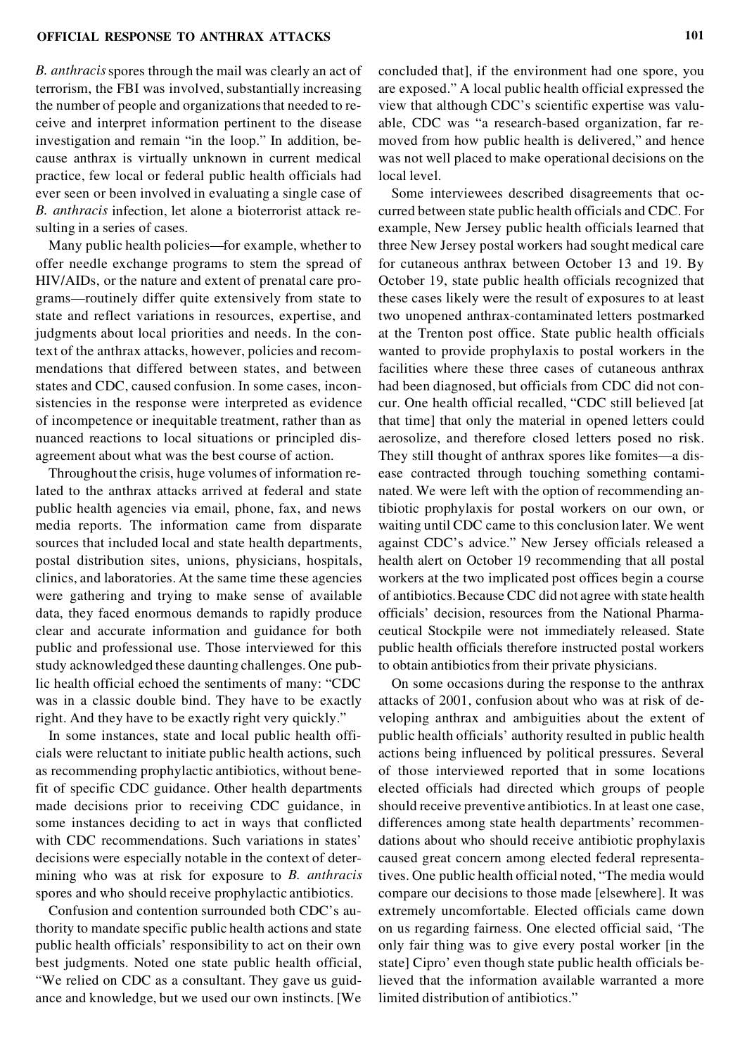*B. anthracis* spores through the mail was clearly an act of terrorism, the FBI was involved, substantially increasing the number of people and organizations that needed to receive and interpret information pertinent to the disease investigation and remain "in the loop." In addition, because anthrax is virtually unknown in current medical practice, few local or federal public health officials had ever seen or been involved in evaluating a single case of *B. anthracis* infection, let alone a bioterrorist attack resulting in a series of cases.

Many public health policies—for example, whether to offer needle exchange programs to stem the spread of HIV/AIDs, or the nature and extent of prenatal care programs—routinely differ quite extensively from state to state and reflect variations in resources, expertise, and judgments about local priorities and needs. In the context of the anthrax attacks, however, policies and recommendations that differed between states, and between states and CDC, caused confusion. In some cases, inconsistencies in the response were interpreted as evidence of incompetence or inequitable treatment, rather than as nuanced reactions to local situations or principled disagreement about what was the best course of action.

Throughout the crisis, huge volumes of information related to the anthrax attacks arrived at federal and state public health agencies via email, phone, fax, and news media reports. The information came from disparate sources that included local and state health departments, postal distribution sites, unions, physicians, hospitals, clinics, and laboratories. At the same time these agencies were gathering and trying to make sense of available data, they faced enormous demands to rapidly produce clear and accurate information and guidance for both public and professional use. Those interviewed for this study acknowledged these daunting challenges. One public health official echoed the sentiments of many: "CDC was in a classic double bind. They have to be exactly right. And they have to be exactly right very quickly."

In some instances, state and local public health officials were reluctant to initiate public health actions, such as recommending prophylactic antibiotics, without benefit of specific CDC guidance. Other health departments made decisions prior to receiving CDC guidance, in some instances deciding to act in ways that conflicted with CDC recommendations. Such variations in states' decisions were especially notable in the context of determining who was at risk for exposure to *B. anthracis* spores and who should receive prophylactic antibiotics.

Confusion and contention surrounded both CDC's authority to mandate specific public health actions and state public health officials' responsibility to act on their own best judgments. Noted one state public health official, "We relied on CDC as a consultant. They gave us guidance and knowledge, but we used our own instincts. [We concluded that], if the environment had one spore, you are exposed." A local public health official expressed the view that although CDC's scientific expertise was valuable, CDC was "a research-based organization, far removed from how public health is delivered," and hence was not well placed to make operational decisions on the local level.

Some interviewees described disagreements that occurred between state public health officials and CDC. For example, New Jersey public health officials learned that three New Jersey postal workers had sought medical care for cutaneous anthrax between October 13 and 19. By October 19, state public health officials recognized that these cases likely were the result of exposures to at least two unopened anthrax-contaminated letters postmarked at the Trenton post office. State public health officials wanted to provide prophylaxis to postal workers in the facilities where these three cases of cutaneous anthrax had been diagnosed, but officials from CDC did not concur. One health official recalled, "CDC still believed [at that time] that only the material in opened letters could aerosolize, and therefore closed letters posed no risk. They still thought of anthrax spores like fomites—a disease contracted through touching something contaminated. We were left with the option of recommending antibiotic prophylaxis for postal workers on our own, or waiting until CDC came to this conclusion later. We went against CDC's advice." New Jersey officials released a health alert on October 19 recommending that all postal workers at the two implicated post offices begin a course of antibiotics. Because CDC did not agree with state health officials' decision, resources from the National Pharmaceutical Stockpile were not immediately released. State public health officials therefore instructed postal workers to obtain antibiotics from their private physicians.

On some occasions during the response to the anthrax attacks of 2001, confusion about who was at risk of developing anthrax and ambiguities about the extent of public health officials' authority resulted in public health actions being influenced by political pressures. Several of those interviewed reported that in some locations elected officials had directed which groups of people should receive preventive antibiotics. In at least one case, differences among state health departments' recommendations about who should receive antibiotic prophylaxis caused great concern among elected federal representatives. One public health official noted, "The media would compare our decisions to those made [elsewhere]. It was extremely uncomfortable. Elected officials came down on us regarding fairness. One elected official said, 'The only fair thing was to give every postal worker [in the state] Cipro' even though state public health officials believed that the information available warranted a more limited distribution of antibiotics."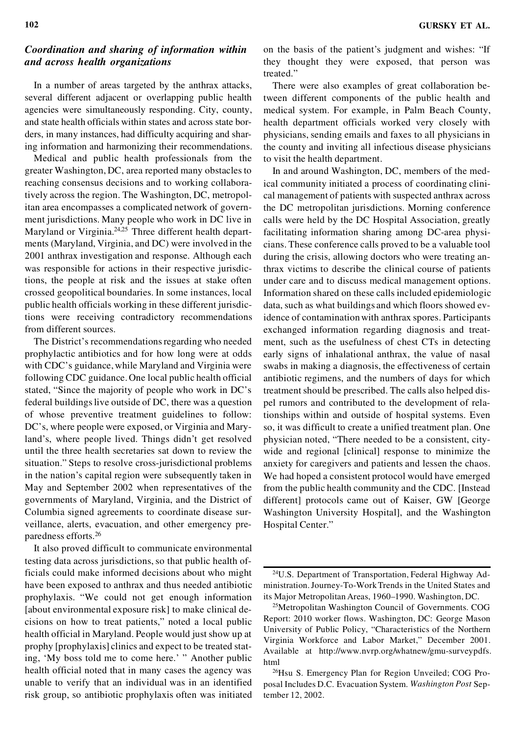### *Coordination and sharing of information within and across health organizations*

In a number of areas targeted by the anthrax attacks, several different adjacent or overlapping public health agencies were simultaneously responding. City, county, and state health officials within states and across state borders, in many instances, had difficulty acquiring and sharing information and harmonizing their recommendations.

Medical and public health professionals from the greater Washington, DC, area reported many obstacles to reaching consensus decisions and to working collaboratively across the region. The Washington, DC, metropolitan area encompasses a complicated network of government jurisdictions. Many people who work in DC live in Maryland or Virginia.[24,25] Three different health departments (Maryland, Virginia, and DC) were involved in the 2001 anthrax investigation and response. Although each was responsible for actions in their respective jurisdictions, the people at risk and the issues at stake often crossed geopolitical boundaries. In some instances, local public health officials working in these different jurisdictions were receiving contradictory recommendations from different sources.

The District's recommendations regarding who needed prophylactic antibiotics and for how long were at odds with CDC's guidance, while Maryland and Virginia were following CDC guidance. One local public health official stated, "Since the majority of people who work in DC's federal buildings live outside of DC, there was a question of whose preventive treatment guidelines to follow: DC's, where people were exposed, or Virginia and Maryland's, where people lived. Things didn't get resolved until the three health secretaries sat down to review the situation." Steps to resolve cross-jurisdictional problems in the nation's capital region were subsequently taken in May and September 2002 when representatives of the governments of Maryland, Virginia, and the District of Columbia signed agreements to coordinate disease surveillance, alerts, evacuation, and other emergency preparedness efforts.[26]

It also proved difficult to communicate environmental testing data across jurisdictions, so that public health officials could make informed decisions about who might have been exposed to anthrax and thus needed antibiotic prophylaxis. "We could not get enough information [about environmental exposure risk] to make clinical decisions on how to treat patients," noted a local public health official in Maryland. People would just show up at prophy [prophylaxis] clinics and expect to be treated stating, 'My boss told me to come here.' " Another public health official noted that in many cases the agency was unable to verify that an individual was in an identified risk group, so antibiotic prophylaxis often was initiated on the basis of the patient's judgment and wishes: "If they thought they were exposed, that person was treated."

There were also examples of great collaboration between different components of the public health and medical system. For example, in Palm Beach County, health department officials worked very closely with physicians, sending emails and faxes to all physicians in the county and inviting all infectious disease physicians to visit the health department.

In and around Washington, DC, members of the medical community initiated a process of coordinating clinical management of patients with suspected anthrax across the DC metropolitan jurisdictions. Morning conference calls were held by the DC Hospital Association, greatly facilitating information sharing among DC-area physicians. These conference calls proved to be a valuable tool during the crisis, allowing doctors who were treating anthrax victims to describe the clinical course of patients under care and to discuss medical management options. Information shared on these calls included epidemiologic data, such as what buildings and which floors showed evidence of contamination with anthrax spores. Participants exchanged information regarding diagnosis and treatment, such as the usefulness of chest CTs in detecting early signs of inhalational anthrax, the value of nasal swabs in making a diagnosis, the effectiveness of certain antibiotic regimens, and the numbers of days for which treatment should be prescribed. The calls also helped dispel rumors and contributed to the development of relationships within and outside of hospital systems. Even so, it was difficult to create a unified treatment plan. One physician noted, "There needed to be a consistent, citywide and regional [clinical] response to minimize the anxiety for caregivers and patients and lessen the chaos. We had hoped a consistent protocol would have emerged from the public health community and the CDC. [Instead different] protocols came out of Kaiser, GW [George Washington University Hospital], and the Washington Hospital Center."

---

[24] U.S. Department of Transportation, Federal Highway Administration. Journey-To-Work Trends in the United States and its Major Metropolitan Areas, 1960–1990. Washington, DC.

[25] Metropolitan Washington Council of Governments. COG Report: 2010 worker flows. Washington, DC: George Mason University of Public Policy, "Characteristics of the Northern Virginia Workforce and Labor Market," December 2001. Available at http://www.nvrp.org/whatnew/gmu-surveypdfs.html

[26] Hsu S. Emergency Plan for Region Unveiled; COG Proposal Includes D.C. Evacuation System. *Washington Post* September 12, 2002.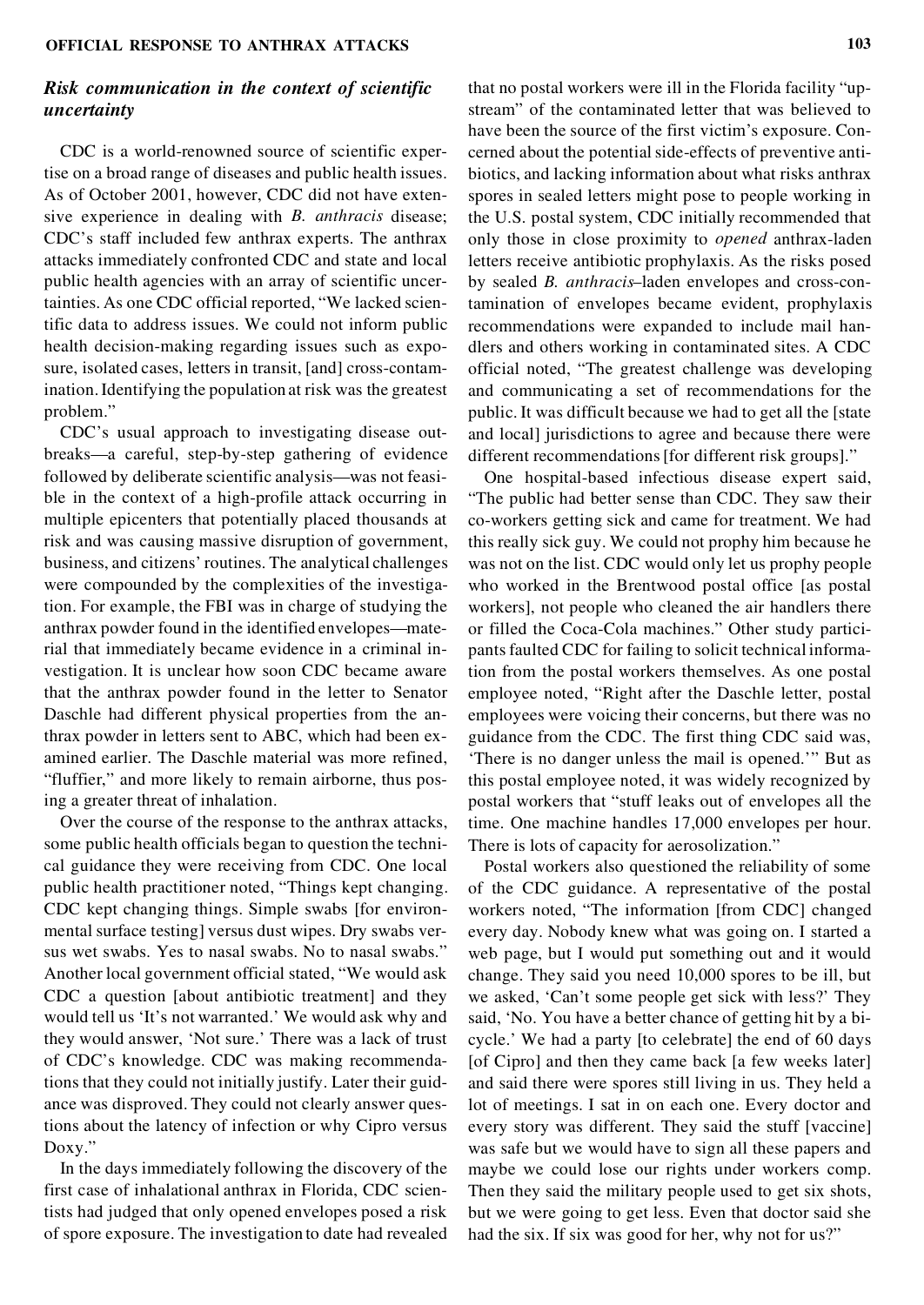### *Risk communication in the context of scientific uncertainty*

CDC is a world-renowned source of scientific expertise on a broad range of diseases and public health issues. As of October 2001, however, CDC did not have extensive experience in dealing with *B. anthracis* disease; CDC's staff included few anthrax experts. The anthrax attacks immediately confronted CDC and state and local public health agencies with an array of scientific uncertainties. As one CDC official reported, "We lacked scientific data to address issues. We could not inform public health decision-making regarding issues such as exposure, isolated cases, letters in transit, [and] cross-contamination. Identifying the population at risk was the greatest problem."

CDC's usual approach to investigating disease outbreaks—a careful, step-by-step gathering of evidence followed by deliberate scientific analysis—was not feasible in the context of a high-profile attack occurring in multiple epicenters that potentially placed thousands at risk and was causing massive disruption of government, business, and citizens' routines. The analytical challenges were compounded by the complexities of the investigation. For example, the FBI was in charge of studying the anthrax powder found in the identified envelopes—material that immediately became evidence in a criminal investigation. It is unclear how soon CDC became aware that the anthrax powder found in the letter to Senator Daschle had different physical properties from the anthrax powder in letters sent to ABC, which had been examined earlier. The Daschle material was more refined, "fluffier," and more likely to remain airborne, thus posing a greater threat of inhalation.

Over the course of the response to the anthrax attacks, some public health officials began to question the technical guidance they were receiving from CDC. One local public health practitioner noted, "Things kept changing. CDC kept changing things. Simple swabs [for environmental surface testing] versus dust wipes. Dry swabs versus wet swabs. Yes to nasal swabs. No to nasal swabs." Another local government official stated, "We would ask CDC a question [about antibiotic treatment] and they would tell us 'It's not warranted.' We would ask why and they would answer, 'Not sure.' There was a lack of trust of CDC's knowledge. CDC was making recommendations that they could not initially justify. Later their guidance was disproved. They could not clearly answer questions about the latency of infection or why Cipro versus Doxy."

In the days immediately following the discovery of the first case of inhalational anthrax in Florida, CDC scientists had judged that only opened envelopes posed a risk of spore exposure. The investigation to date had revealed that no postal workers were ill in the Florida facility "upstream" of the contaminated letter that was believed to have been the source of the first victim's exposure. Concerned about the potential side-effects of preventive antibiotics, and lacking information about what risks anthrax spores in sealed letters might pose to people working in the U.S. postal system, CDC initially recommended that only those in close proximity to *opened* anthrax-laden letters receive antibiotic prophylaxis. As the risks posed by sealed *B. anthracis*–laden envelopes and cross-contamination of envelopes became evident, prophylaxis recommendations were expanded to include mail handlers and others working in contaminated sites. A CDC official noted, "The greatest challenge was developing and communicating a set of recommendations for the public. It was difficult because we had to get all the [state and local] jurisdictions to agree and because there were different recommendations [for different risk groups]."

One hospital-based infectious disease expert said, "The public had better sense than CDC. They saw their co-workers getting sick and came for treatment. We had this really sick guy. We could not prophy him because he was not on the list. CDC would only let us prophy people who worked in the Brentwood postal office [as postal workers], not people who cleaned the air handlers there or filled the Coca-Cola machines." Other study participants faulted CDC for failing to solicit technical information from the postal workers themselves. As one postal employee noted, "Right after the Daschle letter, postal employees were voicing their concerns, but there was no guidance from the CDC. The first thing CDC said was, 'There is no danger unless the mail is opened.'" But as this postal employee noted, it was widely recognized by postal workers that "stuff leaks out of envelopes all the time. One machine handles 17,000 envelopes per hour. There is lots of capacity for aerosolization."

Postal workers also questioned the reliability of some of the CDC guidance. A representative of the postal workers noted, "The information [from CDC] changed every day. Nobody knew what was going on. I started a web page, but I would put something out and it would change. They said you need 10,000 spores to be ill, but we asked, 'Can't some people get sick with less?' They said, 'No. You have a better chance of getting hit by a bicycle.' We had a party [to celebrate] the end of 60 days [of Cipro] and then they came back [a few weeks later] and said there were spores still living in us. They held a lot of meetings. I sat in on each one. Every doctor and every story was different. They said the stuff [vaccine] was safe but we would have to sign all these papers and maybe we could lose our rights under workers comp. Then they said the military people used to get six shots, but we were going to get less. Even that doctor said she had the six. If six was good for her, why not for us?"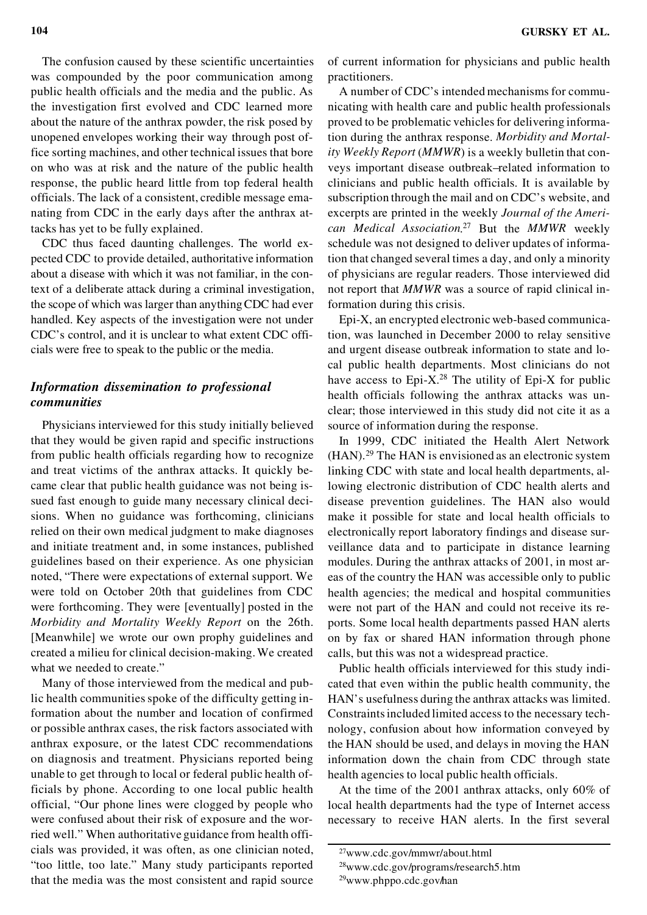The confusion caused by these scientific uncertainties was compounded by the poor communication among public health officials and the media and the public. As the investigation first evolved and CDC learned more about the nature of the anthrax powder, the risk posed by unopened envelopes working their way through post office sorting machines, and other technical issues that bore on who was at risk and the nature of the public health response, the public heard little from top federal health officials. The lack of a consistent, credible message emanating from CDC in the early days after the anthrax attacks has yet to be fully explained.

CDC thus faced daunting challenges. The world expected CDC to provide detailed, authoritative information about a disease with which it was not familiar, in the context of a deliberate attack during a criminal investigation, the scope of which was larger than anything CDC had ever handled. Key aspects of the investigation were not under CDC's control, and it is unclear to what extent CDC officials were free to speak to the public or the media.

### *Information dissemination to professional communities*

Physicians interviewed for this study initially believed that they would be given rapid and specific instructions from public health officials regarding how to recognize and treat victims of the anthrax attacks. It quickly became clear that public health guidance was not being issued fast enough to guide many necessary clinical decisions. When no guidance was forthcoming, clinicians relied on their own medical judgment to make diagnoses and initiate treatment and, in some instances, published guidelines based on their experience. As one physician noted, "There were expectations of external support. We were told on October 20th that guidelines from CDC were forthcoming. They were [eventually] posted in the *Morbidity and Mortality Weekly Report* on the 26th. [Meanwhile] we wrote our own prophy guidelines and created a milieu for clinical decision-making. We created what we needed to create."

Many of those interviewed from the medical and public health communities spoke of the difficulty getting information about the number and location of confirmed or possible anthrax cases, the risk factors associated with anthrax exposure, or the latest CDC recommendations on diagnosis and treatment. Physicians reported being unable to get through to local or federal public health officials by phone. According to one local public health official, "Our phone lines were clogged by people who were confused about their risk of exposure and the worried well." When authoritative guidance from health officials was provided, it was often, as one clinician noted, "too little, too late." Many study participants reported that the media was the most consistent and rapid source of current information for physicians and public health practitioners.

A number of CDC's intended mechanisms for communicating with health care and public health professionals proved to be problematic vehicles for delivering information during the anthrax response. *Morbidity and Mortality Weekly Report* (*MMWR*) is a weekly bulletin that conveys important disease outbreak–related information to clinicians and public health officials. It is available by subscription through the mail and on CDC's website, and excerpts are printed in the weekly *Journal of the American Medical Association.*[27] But the *MMWR* weekly schedule was not designed to deliver updates of information that changed several times a day, and only a minority of physicians are regular readers. Those interviewed did not report that *MMWR* was a source of rapid clinical information during this crisis.

Epi-X, an encrypted electronic web-based communication, was launched in December 2000 to relay sensitive and urgent disease outbreak information to state and local public health departments. Most clinicians do not have access to Epi-X.[28] The utility of Epi-X for public health officials following the anthrax attacks was unclear; those interviewed in this study did not cite it as a source of information during the response.

In 1999, CDC initiated the Health Alert Network (HAN).[29] The HAN is envisioned as an electronic system linking CDC with state and local health departments, allowing electronic distribution of CDC health alerts and disease prevention guidelines. The HAN also would make it possible for state and local health officials to electronically report laboratory findings and disease surveillance data and to participate in distance learning modules. During the anthrax attacks of 2001, in most areas of the country the HAN was accessible only to public health agencies; the medical and hospital communities were not part of the HAN and could not receive its reports. Some local health departments passed HAN alerts on by fax or shared HAN information through phone calls, but this was not a widespread practice.

Public health officials interviewed for this study indicated that even within the public health community, the HAN's usefulness during the anthrax attacks was limited. Constraints included limited access to the necessary technology, confusion about how information conveyed by the HAN should be used, and delays in moving the HAN information down the chain from CDC through state health agencies to local public health officials.

At the time of the 2001 anthrax attacks, only 60% of local health departments had the type of Internet access necessary to receive HAN alerts. In the first several

[27] www.cdc.gov/mmwr/about.html

[28] www.cdc.gov/programs/research5.htm

[29] www.phppo.cdc.gov/han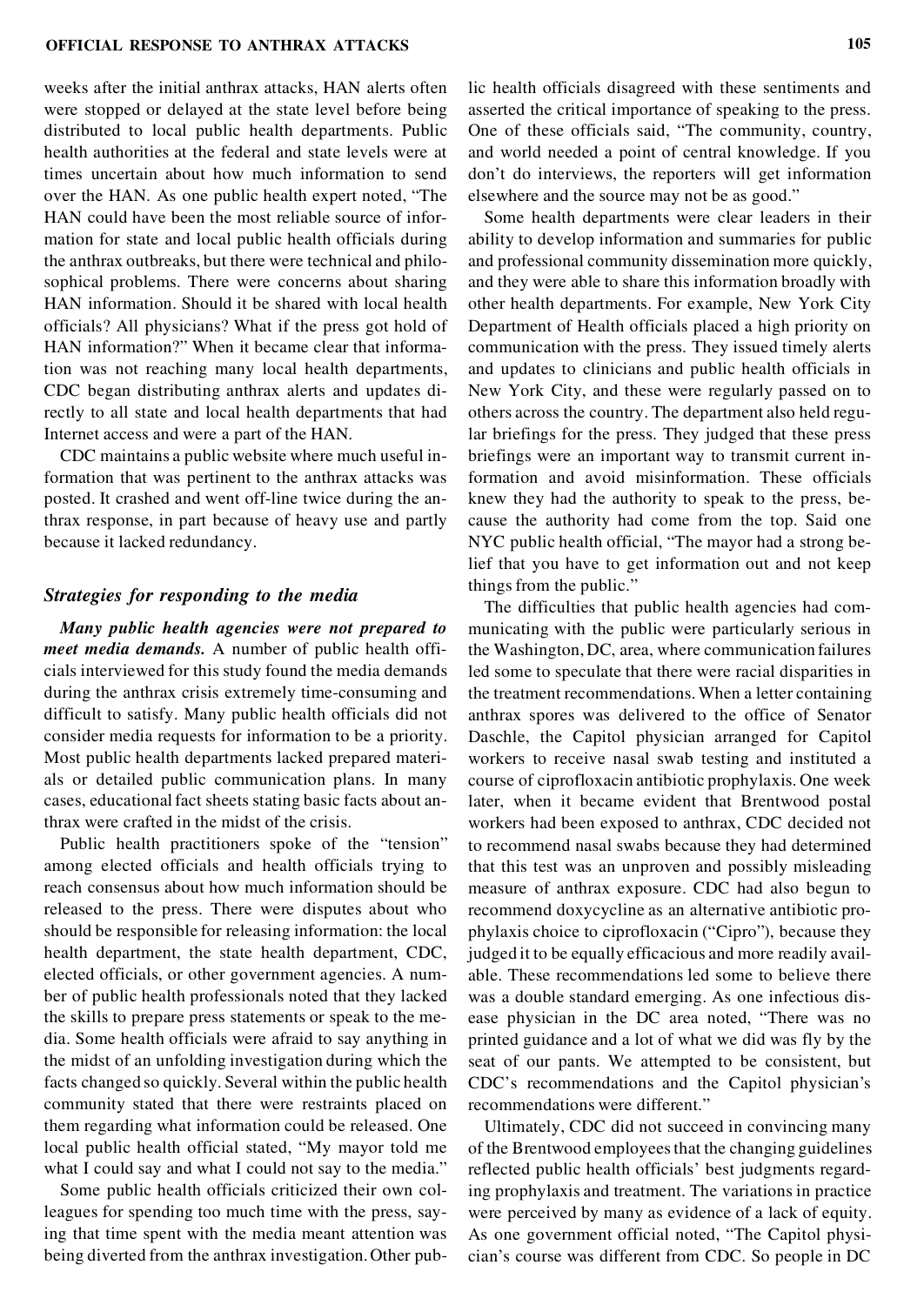weeks after the initial anthrax attacks, HAN alerts often were stopped or delayed at the state level before being distributed to local public health departments. Public health authorities at the federal and state levels were at times uncertain about how much information to send over the HAN. As one public health expert noted, "The HAN could have been the most reliable source of information for state and local public health officials during the anthrax outbreaks, but there were technical and philosophical problems. There were concerns about sharing HAN information. Should it be shared with local health officials? All physicians? What if the press got hold of HAN information?" When it became clear that information was not reaching many local health departments, CDC began distributing anthrax alerts and updates directly to all state and local health departments that had Internet access and were a part of the HAN.

CDC maintains a public website where much useful information that was pertinent to the anthrax attacks was posted. It crashed and went off-line twice during the anthrax response, in part because of heavy use and partly because it lacked redundancy.

### *Strategies for responding to the media*

***Many public health agencies were not prepared to meet media demands.*** A number of public health officials interviewed for this study found the media demands during the anthrax crisis extremely time-consuming and difficult to satisfy. Many public health officials did not consider media requests for information to be a priority. Most public health departments lacked prepared materials or detailed public communication plans. In many cases, educational fact sheets stating basic facts about anthrax were crafted in the midst of the crisis.

Public health practitioners spoke of the "tension" among elected officials and health officials trying to reach consensus about how much information should be released to the press. There were disputes about who should be responsible for releasing information: the local health department, the state health department, CDC, elected officials, or other government agencies. A number of public health professionals noted that they lacked the skills to prepare press statements or speak to the media. Some health officials were afraid to say anything in the midst of an unfolding investigation during which the facts changed so quickly. Several within the public health community stated that there were restraints placed on them regarding what information could be released. One local public health official stated, "My mayor told me what I could say and what I could not say to the media."

Some public health officials criticized their own colleagues for spending too much time with the press, saying that time spent with the media meant attention was being diverted from the anthrax investigation. Other public health officials disagreed with these sentiments and asserted the critical importance of speaking to the press. One of these officials said, "The community, country, and world needed a point of central knowledge. If you don't do interviews, the reporters will get information elsewhere and the source may not be as good."

Some health departments were clear leaders in their ability to develop information and summaries for public and professional community dissemination more quickly, and they were able to share this information broadly with other health departments. For example, New York City Department of Health officials placed a high priority on communication with the press. They issued timely alerts and updates to clinicians and public health officials in New York City, and these were regularly passed on to others across the country. The department also held regular briefings for the press. They judged that these press briefings were an important way to transmit current information and avoid misinformation. These officials knew they had the authority to speak to the press, because the authority had come from the top. Said one NYC public health official, "The mayor had a strong belief that you have to get information out and not keep things from the public."

The difficulties that public health agencies had communicating with the public were particularly serious in the Washington, DC, area, where communication failures led some to speculate that there were racial disparities in the treatment recommendations. When a letter containing anthrax spores was delivered to the office of Senator Daschle, the Capitol physician arranged for Capitol workers to receive nasal swab testing and instituted a course of ciprofloxacin antibiotic prophylaxis. One week later, when it became evident that Brentwood postal workers had been exposed to anthrax, CDC decided not to recommend nasal swabs because they had determined that this test was an unproven and possibly misleading measure of anthrax exposure. CDC had also begun to recommend doxycycline as an alternative antibiotic prophylaxis choice to ciprofloxacin ("Cipro"), because they judged it to be equally efficacious and more readily available. These recommendations led some to believe there was a double standard emerging. As one infectious disease physician in the DC area noted, "There was no printed guidance and a lot of what we did was fly by the seat of our pants. We attempted to be consistent, but CDC's recommendations and the Capitol physician's recommendations were different."

Ultimately, CDC did not succeed in convincing many of the Brentwood employees that the changing guidelines reflected public health officials' best judgments regarding prophylaxis and treatment. The variations in practice were perceived by many as evidence of a lack of equity. As one government official noted, "The Capitol physician's course was different from CDC. So people in DC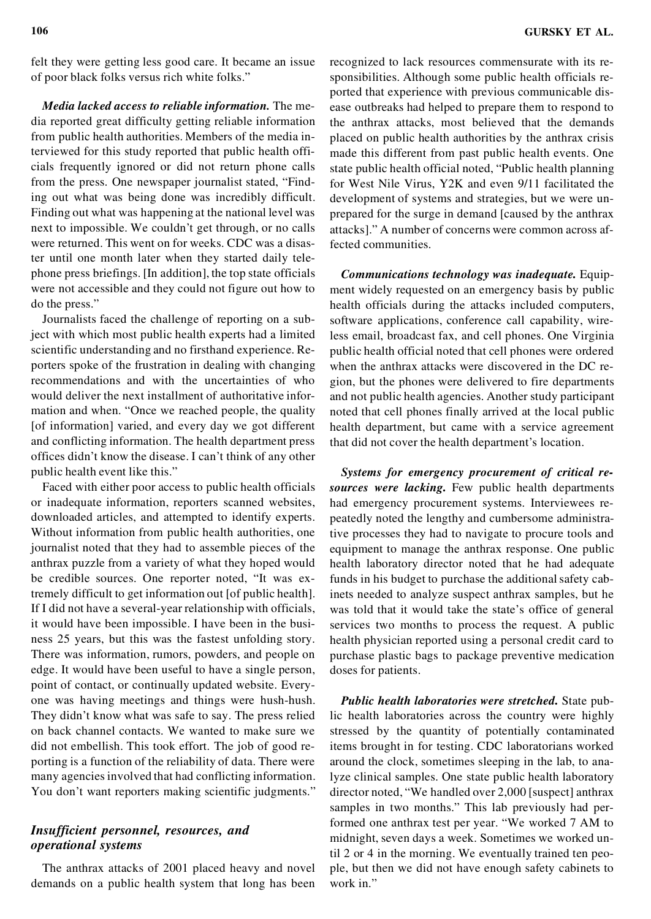felt they were getting less good care. It became an issue of poor black folks versus rich white folks."

***Media lacked access to reliable information.*** The media reported great difficulty getting reliable information from public health authorities. Members of the media interviewed for this study reported that public health officials frequently ignored or did not return phone calls from the press. One newspaper journalist stated, "Finding out what was being done was incredibly difficult. Finding out what was happening at the national level was next to impossible. We couldn't get through, or no calls were returned. This went on for weeks. CDC was a disaster until one month later when they started daily telephone press briefings. [In addition], the top state officials were not accessible and they could not figure out how to do the press."

Journalists faced the challenge of reporting on a subject with which most public health experts had a limited scientific understanding and no firsthand experience. Reporters spoke of the frustration in dealing with changing recommendations and with the uncertainties of who would deliver the next installment of authoritative information and when. "Once we reached people, the quality [of information] varied, and every day we got different and conflicting information. The health department press offices didn't know the disease. I can't think of any other public health event like this."

Faced with either poor access to public health officials or inadequate information, reporters scanned websites, downloaded articles, and attempted to identify experts. Without information from public health authorities, one journalist noted that they had to assemble pieces of the anthrax puzzle from a variety of what they hoped would be credible sources. One reporter noted, "It was extremely difficult to get information out [of public health]. If I did not have a several-year relationship with officials, it would have been impossible. I have been in the business 25 years, but this was the fastest unfolding story. There was information, rumors, powders, and people on edge. It would have been useful to have a single person, point of contact, or continually updated website. Everyone was having meetings and things were hush-hush. They didn't know what was safe to say. The press relied on back channel contacts. We wanted to make sure we did not embellish. This took effort. The job of good reporting is a function of the reliability of data. There were many agencies involved that had conflicting information. You don't want reporters making scientific judgments."

### *Insufficient personnel, resources, and operational systems*

The anthrax attacks of 2001 placed heavy and novel demands on a public health system that long has been recognized to lack resources commensurate with its responsibilities. Although some public health officials reported that experience with previous communicable disease outbreaks had helped to prepare them to respond to the anthrax attacks, most believed that the demands placed on public health authorities by the anthrax crisis made this different from past public health events. One state public health official noted, "Public health planning for West Nile Virus, Y2K and even 9/11 facilitated the development of systems and strategies, but we were unprepared for the surge in demand [caused by the anthrax attacks]." A number of concerns were common across affected communities.

***Communications technology was inadequate.*** Equipment widely requested on an emergency basis by public health officials during the attacks included computers, software applications, conference call capability, wireless email, broadcast fax, and cell phones. One Virginia public health official noted that cell phones were ordered when the anthrax attacks were discovered in the DC region, but the phones were delivered to fire departments and not public health agencies. Another study participant noted that cell phones finally arrived at the local public health department, but came with a service agreement that did not cover the health department's location.

***Systems for emergency procurement of critical resources were lacking.*** Few public health departments had emergency procurement systems. Interviewees repeatedly noted the lengthy and cumbersome administrative processes they had to navigate to procure tools and equipment to manage the anthrax response. One public health laboratory director noted that he had adequate funds in his budget to purchase the additional safety cabinets needed to analyze suspect anthrax samples, but he was told that it would take the state's office of general services two months to process the request. A public health physician reported using a personal credit card to purchase plastic bags to package preventive medication doses for patients.

***Public health laboratories were stretched.*** State public health laboratories across the country were highly stressed by the quantity of potentially contaminated items brought in for testing. CDC laboratorians worked around the clock, sometimes sleeping in the lab, to analyze clinical samples. One state public health laboratory director noted, "We handled over 2,000 [suspect] anthrax samples in two months." This lab previously had performed one anthrax test per year. "We worked 7 AM to midnight, seven days a week. Sometimes we worked until 2 or 4 in the morning. We eventually trained ten people, but then we did not have enough safety cabinets to work in."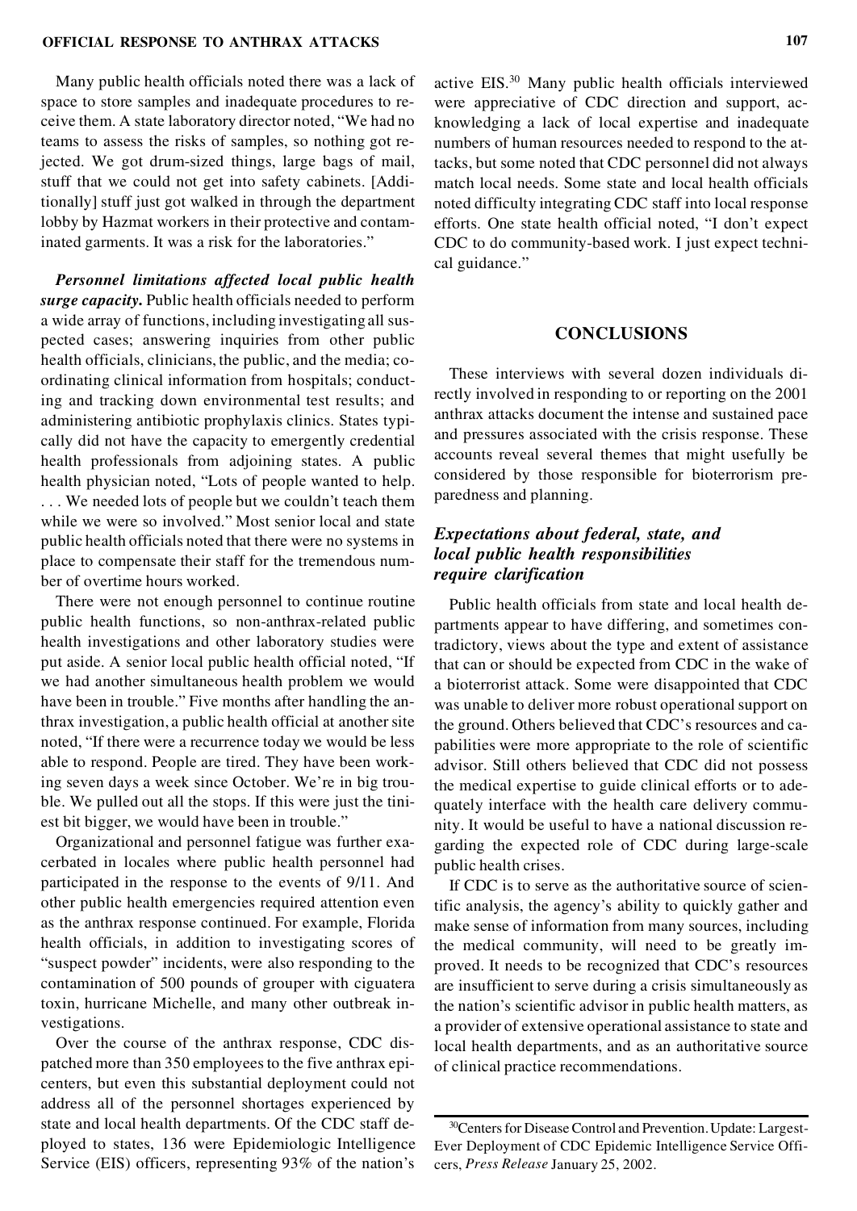Many public health officials noted there was a lack of space to store samples and inadequate procedures to receive them. A state laboratory director noted, "We had no teams to assess the risks of samples, so nothing got rejected. We got drum-sized things, large bags of mail, stuff that we could not get into safety cabinets. [Additionally] stuff just got walked in through the department lobby by Hazmat workers in their protective and contaminated garments. It was a risk for the laboratories."

***Personnel limitations affected local public health surge capacity.*** Public health officials needed to perform a wide array of functions, including investigating all suspected cases; answering inquiries from other public health officials, clinicians, the public, and the media; coordinating clinical information from hospitals; conducting and tracking down environmental test results; and administering antibiotic prophylaxis clinics. States typically did not have the capacity to emergently credential health professionals from adjoining states. A public health physician noted, "Lots of people wanted to help. . . . We needed lots of people but we couldn't teach them while we were so involved." Most senior local and state public health officials noted that there were no systems in place to compensate their staff for the tremendous number of overtime hours worked.

There were not enough personnel to continue routine public health functions, so non-anthrax-related public health investigations and other laboratory studies were put aside. A senior local public health official noted, "If we had another simultaneous health problem we would have been in trouble." Five months after handling the anthrax investigation, a public health official at another site noted, "If there were a recurrence today we would be less able to respond. People are tired. They have been working seven days a week since October. We're in big trouble. We pulled out all the stops. If this were just the tiniest bit bigger, we would have been in trouble."

Organizational and personnel fatigue was further exacerbated in locales where public health personnel had participated in the response to the events of 9/11. And other public health emergencies required attention even as the anthrax response continued. For example, Florida health officials, in addition to investigating scores of "suspect powder" incidents, were also responding to the contamination of 500 pounds of grouper with ciguatera toxin, hurricane Michelle, and many other outbreak investigations.

Over the course of the anthrax response, CDC dispatched more than 350 employees to the five anthrax epicenters, but even this substantial deployment could not address all of the personnel shortages experienced by state and local health departments. Of the CDC staff deployed to states, 136 were Epidemiologic Intelligence Service (EIS) officers, representing 93% of the nation's active EIS.[30] Many public health officials interviewed were appreciative of CDC direction and support, acknowledging a lack of local expertise and inadequate numbers of human resources needed to respond to the attacks, but some noted that CDC personnel did not always match local needs. Some state and local health officials noted difficulty integrating CDC staff into local response efforts. One state health official noted, "I don't expect CDC to do community-based work. I just expect technical guidance."

## CONCLUSIONS

These interviews with several dozen individuals directly involved in responding to or reporting on the 2001 anthrax attacks document the intense and sustained pace and pressures associated with the crisis response. These accounts reveal several themes that might usefully be considered by those responsible for bioterrorism preparedness and planning.

### *Expectations about federal, state, and local public health responsibilities require clarification*

Public health officials from state and local health departments appear to have differing, and sometimes contradictory, views about the type and extent of assistance that can or should be expected from CDC in the wake of a bioterrorist attack. Some were disappointed that CDC was unable to deliver more robust operational support on the ground. Others believed that CDC's resources and capabilities were more appropriate to the role of scientific advisor. Still others believed that CDC did not possess the medical expertise to guide clinical efforts or to adequately interface with the health care delivery community. It would be useful to have a national discussion regarding the expected role of CDC during large-scale public health crises.

If CDC is to serve as the authoritative source of scientific analysis, the agency's ability to quickly gather and make sense of information from many sources, including the medical community, will need to be greatly improved. It needs to be recognized that CDC's resources are insufficient to serve during a crisis simultaneously as the nation's scientific advisor in public health matters, as a provider of extensive operational assistance to state and local health departments, and as an authoritative source of clinical practice recommendations.

[30] Centers for Disease Control and Prevention. Update: Largest-Ever Deployment of CDC Epidemic Intelligence Service Officers, *Press Release* January 25, 2002.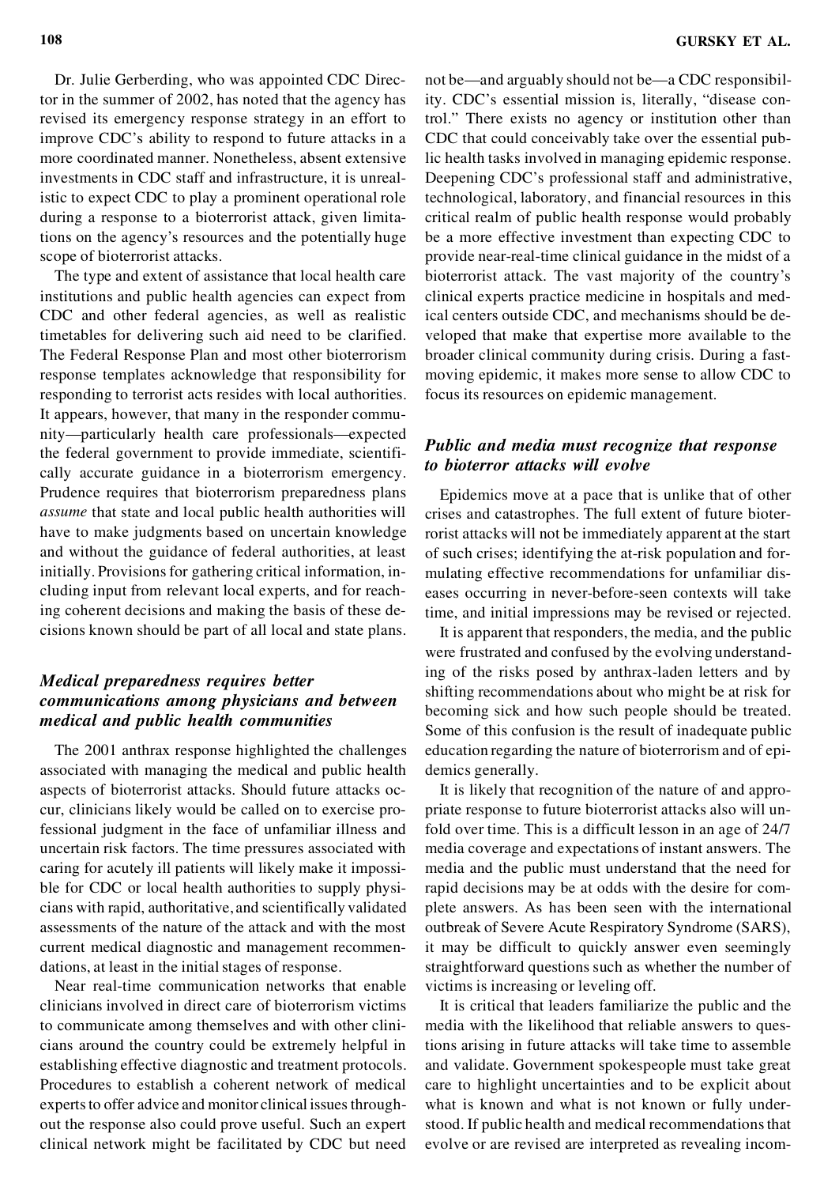Dr. Julie Gerberding, who was appointed CDC Director in the summer of 2002, has noted that the agency has revised its emergency response strategy in an effort to improve CDC's ability to respond to future attacks in a more coordinated manner. Nonetheless, absent extensive investments in CDC staff and infrastructure, it is unrealistic to expect CDC to play a prominent operational role during a response to a bioterrorist attack, given limitations on the agency's resources and the potentially huge scope of bioterrorist attacks.

The type and extent of assistance that local health care institutions and public health agencies can expect from CDC and other federal agencies, as well as realistic timetables for delivering such aid need to be clarified. The Federal Response Plan and most other bioterrorism response templates acknowledge that responsibility for responding to terrorist acts resides with local authorities. It appears, however, that many in the responder community—particularly health care professionals—expected the federal government to provide immediate, scientifically accurate guidance in a bioterrorism emergency. Prudence requires that bioterrorism preparedness plans *assume* that state and local public health authorities will have to make judgments based on uncertain knowledge and without the guidance of federal authorities, at least initially. Provisions for gathering critical information, including input from relevant local experts, and for reaching coherent decisions and making the basis of these decisions known should be part of all local and state plans.

### *Medical preparedness requires better communications among physicians and between medical and public health communities*

The 2001 anthrax response highlighted the challenges associated with managing the medical and public health aspects of bioterrorist attacks. Should future attacks occur, clinicians likely would be called on to exercise professional judgment in the face of unfamiliar illness and uncertain risk factors. The time pressures associated with caring for acutely ill patients will likely make it impossible for CDC or local health authorities to supply physicians with rapid, authoritative, and scientifically validated assessments of the nature of the attack and with the most current medical diagnostic and management recommendations, at least in the initial stages of response.

Near real-time communication networks that enable clinicians involved in direct care of bioterrorism victims to communicate among themselves and with other clinicians around the country could be extremely helpful in establishing effective diagnostic and treatment protocols. Procedures to establish a coherent network of medical experts to offer advice and monitor clinical issues throughout the response also could prove useful. Such an expert clinical network might be facilitated by CDC but need not be—and arguably should not be—a CDC responsibility. CDC's essential mission is, literally, "disease control." There exists no agency or institution other than CDC that could conceivably take over the essential public health tasks involved in managing epidemic response. Deepening CDC's professional staff and administrative, technological, laboratory, and financial resources in this critical realm of public health response would probably be a more effective investment than expecting CDC to provide near-real-time clinical guidance in the midst of a bioterrorist attack. The vast majority of the country's clinical experts practice medicine in hospitals and medical centers outside CDC, and mechanisms should be developed that make that expertise more available to the broader clinical community during crisis. During a fast-moving epidemic, it makes more sense to allow CDC to focus its resources on epidemic management.

### *Public and media must recognize that response to bioterror attacks will evolve*

Epidemics move at a pace that is unlike that of other crises and catastrophes. The full extent of future bioterrorist attacks will not be immediately apparent at the start of such crises; identifying the at-risk population and formulating effective recommendations for unfamiliar diseases occurring in never-before-seen contexts will take time, and initial impressions may be revised or rejected.

It is apparent that responders, the media, and the public were frustrated and confused by the evolving understanding of the risks posed by anthrax-laden letters and by shifting recommendations about who might be at risk for becoming sick and how such people should be treated. Some of this confusion is the result of inadequate public education regarding the nature of bioterrorism and of epidemics generally.

It is likely that recognition of the nature of and appropriate response to future bioterrorist attacks also will unfold over time. This is a difficult lesson in an age of 24/7 media coverage and expectations of instant answers. The media and the public must understand that the need for rapid decisions may be at odds with the desire for complete answers. As has been seen with the international outbreak of Severe Acute Respiratory Syndrome (SARS), it may be difficult to quickly answer even seemingly straightforward questions such as whether the number of victims is increasing or leveling off.

It is critical that leaders familiarize the public and the media with the likelihood that reliable answers to questions arising in future attacks will take time to assemble and validate. Government spokespeople must take great care to highlight uncertainties and to be explicit about what is known and what is not known or fully understood. If public health and medical recommendations that evolve or are revised are interpreted as revealing incom-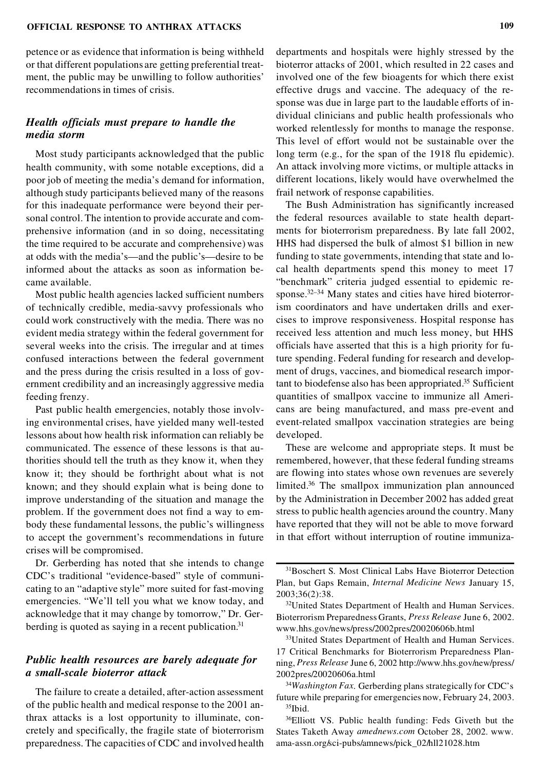petence or as evidence that information is being withheld or that different populations are getting preferential treatment, the public may be unwilling to follow authorities' recommendations in times of crisis.

### *Health officials must prepare to handle the media storm*

Most study participants acknowledged that the public health community, with some notable exceptions, did a poor job of meeting the media's demand for information, although study participants believed many of the reasons for this inadequate performance were beyond their personal control. The intention to provide accurate and comprehensive information (and in so doing, necessitating the time required to be accurate and comprehensive) was at odds with the media's—and the public's—desire to be informed about the attacks as soon as information became available.

Most public health agencies lacked sufficient numbers of technically credible, media-savvy professionals who could work constructively with the media. There was no evident media strategy within the federal government for several weeks into the crisis. The irregular and at times confused interactions between the federal government and the press during the crisis resulted in a loss of government credibility and an increasingly aggressive media feeding frenzy.

Past public health emergencies, notably those involving environmental crises, have yielded many well-tested lessons about how health risk information can reliably be communicated. The essence of these lessons is that authorities should tell the truth as they know it, when they know it; they should be forthright about what is not known; and they should explain what is being done to improve understanding of the situation and manage the problem. If the government does not find a way to embody these fundamental lessons, the public's willingness to accept the government's recommendations in future crises will be compromised.

Dr. Gerberding has noted that she intends to change CDC's traditional "evidence-based" style of communicating to an "adaptive style" more suited for fast-moving emergencies. "We'll tell you what we know today, and acknowledge that it may change by tomorrow," Dr. Gerberding is quoted as saying in a recent publication.[31]

### *Public health resources are barely adequate for a small-scale bioterror attack*

The failure to create a detailed, after-action assessment of the public health and medical response to the 2001 anthrax attacks is a lost opportunity to illuminate, concretely and specifically, the fragile state of bioterrorism preparedness. The capacities of CDC and involved health departments and hospitals were highly stressed by the bioterror attacks of 2001, which resulted in 22 cases and involved one of the few bioagents for which there exist effective drugs and vaccine. The adequacy of the response was due in large part to the laudable efforts of individual clinicians and public health professionals who worked relentlessly for months to manage the response. This level of effort would not be sustainable over the long term (e.g., for the span of the 1918 flu epidemic). An attack involving more victims, or multiple attacks in different locations, likely would have overwhelmed the frail network of response capabilities.

The Bush Administration has significantly increased the federal resources available to state health departments for bioterrorism preparedness. By late fall 2002, HHS had dispersed the bulk of almost $1 billion in new funding to state governments, intending that state and local health departments spend this money to meet 17 "benchmark" criteria judged essential to epidemic response.[32–34] Many states and cities have hired bioterrorism coordinators and have undertaken drills and exercises to improve responsiveness. Hospital response has received less attention and much less money, but HHS officials have asserted that this is a high priority for future spending. Federal funding for research and development of drugs, vaccines, and biomedical research important to biodefense also has been appropriated.[35] Sufficient quantities of smallpox vaccine to immunize all Americans are being manufactured, and mass pre-event and event-related smallpox vaccination strategies are being developed.

These are welcome and appropriate steps. It must be remembered, however, that these federal funding streams are flowing into states whose own revenues are severely limited.[36] The smallpox immunization plan announced by the Administration in December 2002 has added great stress to public health agencies around the country. Many have reported that they will not be able to move forward in that effort without interruption of routine immuniza-

---

[31] Boschert S. Most Clinical Labs Have Bioterror Detection Plan, but Gaps Remain, *Internal Medicine News* January 15, 2003;36(2):38.

[32] United States Department of Health and Human Services. Bioterrorism Preparedness Grants, *Press Release* June 6, 2002. www.hhs.gov/news/press/2002pres/20020606b.html

[33] United States Department of Health and Human Services. 17 Critical Benchmarks for Bioterrorism Preparedness Planning, *Press Release* June 6, 2002 http://www.hhs.gov/new/press/2002pres/20020606a.html

[34] *Washington Fax.* Gerberding plans strategically for CDC's future while preparing for emergencies now, February 24, 2003.

[35] Ibid.

[36] Elliott VS. Public health funding: Feds Giveth but the States Taketh Away *amednews.com* October 28, 2002. www.ama-assn.org/sci-pubs/amnews/pick_02/hll21028.htm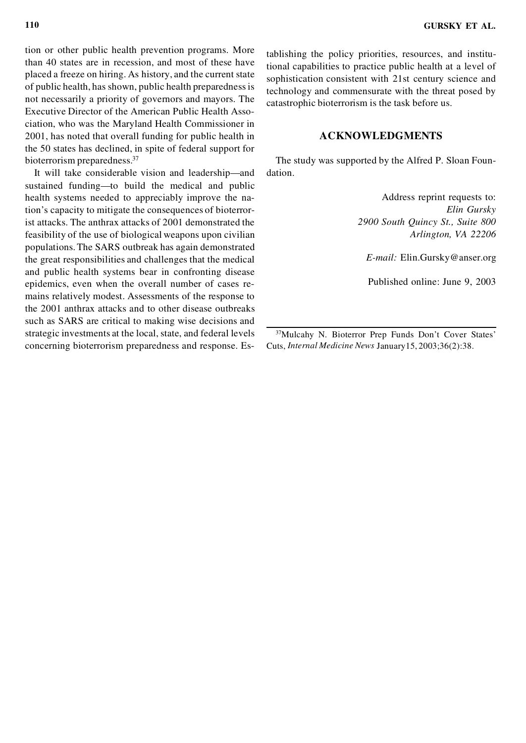tion or other public health prevention programs. More than 40 states are in recession, and most of these have placed a freeze on hiring. As history, and the current state of public health, has shown, public health preparedness is not necessarily a priority of governors and mayors. The Executive Director of the American Public Health Association, who was the Maryland Health Commissioner in 2001, has noted that overall funding for public health in the 50 states has declined, in spite of federal support for bioterrorism preparedness.[37]

It will take considerable vision and leadership—and sustained funding—to build the medical and public health systems needed to appreciably improve the nation's capacity to mitigate the consequences of bioterrorist attacks. The anthrax attacks of 2001 demonstrated the feasibility of the use of biological weapons upon civilian populations. The SARS outbreak has again demonstrated the great responsibilities and challenges that the medical and public health systems bear in confronting disease epidemics, even when the overall number of cases remains relatively modest. Assessments of the response to the 2001 anthrax attacks and to other disease outbreaks such as SARS are critical to making wise decisions and strategic investments at the local, state, and federal levels concerning bioterrorism preparedness and response. Establishing the policy priorities, resources, and institutional capabilities to practice public health at a level of sophistication consistent with 21st century science and technology and commensurate with the threat posed by catastrophic bioterrorism is the task before us.

## ACKNOWLEDGMENTS

The study was supported by the Alfred P. Sloan Foundation.

Address reprint requests to:
*Elin Gursky*
*2900 South Quincy St., Suite 800*
*Arlington, VA 22206*

*E-mail:* Elin.Gursky@anser.org

Published online: June 9, 2003

---

[37] Mulcahy N. Bioterror Prep Funds Don't Cover States' Cuts, *Internal Medicine News* January15, 2003;36(2):38.